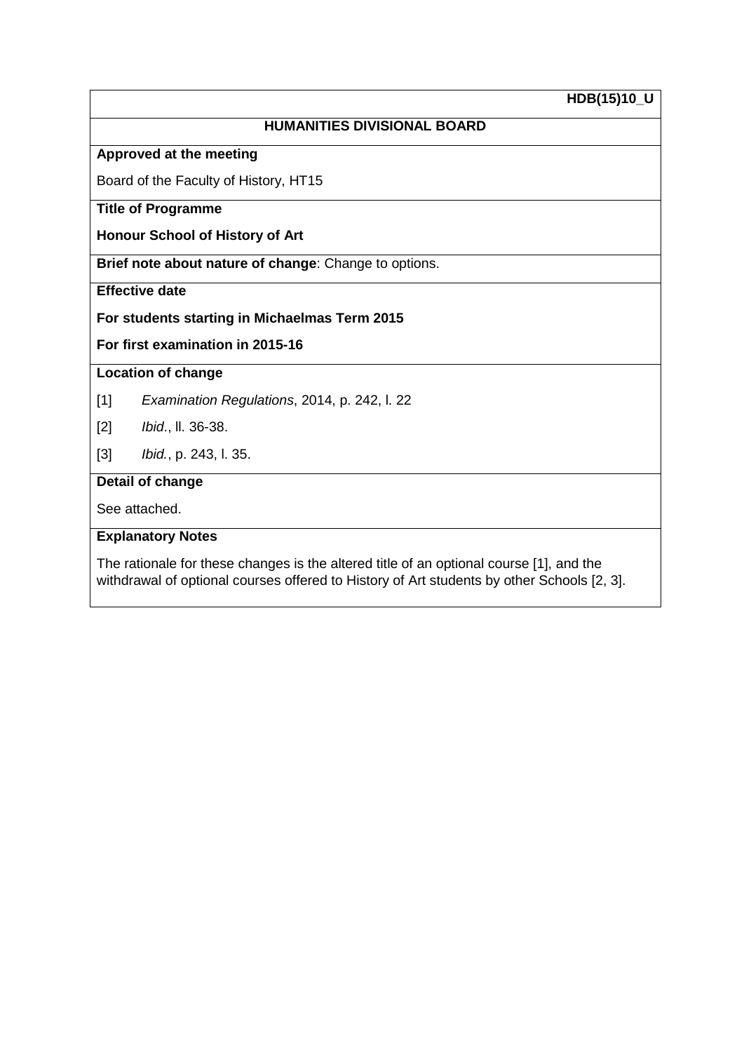**HDB(15)10_U**

**HUMANITIES DIVISIONAL BOARD**

**Approved at the meeting**

Board of the Faculty of History, HT15

**Title of Programme**

**Honour School of History of Art**

**Brief note about nature of change**: Change to options.

**Effective date**

**For students starting in Michaelmas Term 2015**

**For first examination in 2015-16**

**Location of change**

[1] *Examination Regulations*, 2014, p. 242, l. 22

[2] *Ibid*., ll. 36-38.

[3] *Ibid.*, p. 243, l. 35.

**Detail of change**

See attached.

**Explanatory Notes**

The rationale for these changes is the altered title of an optional course [1], and the withdrawal of optional courses offered to History of Art students by other Schools [2, 3].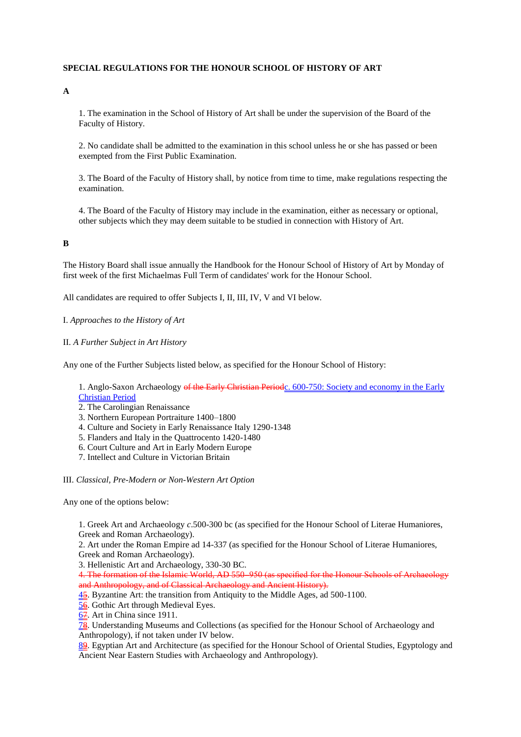**SPECIAL REGULATIONS FOR THE HONOUR SCHOOL OF HISTORY OF ART**

**A**

1. The examination in the School of History of Art shall be under the supervision of the Board of the Faculty of History.

2. No candidate shall be admitted to the examination in this school unless he or she has passed or been exempted from the First Public Examination.

3. The Board of the Faculty of History shall, by notice from time to time, make regulations respecting the examination.

4. The Board of the Faculty of History may include in the examination, either as necessary or optional, other subjects which they may deem suitable to be studied in connection with History of Art.

**B**

The History Board shall issue annually the Handbook for the Honour School of History of Art by Monday of first week of the first Michaelmas Full Term of candidates' work for the Honour School.

All candidates are required to offer Subjects I, II, III, IV, V and VI below.

I. *Approaches to the History of Art*

II. *A Further Subject in Art History*

Any one of the Further Subjects listed below, as specified for the Honour School of History:

1. Anglo-Saxon Archaeology ~~of the Early Christian Period~~c. 600-750: Society and economy in the Early Christian Period
2. The Carolingian Renaissance
3. Northern European Portraiture 1400–1800
4. Culture and Society in Early Renaissance Italy 1290-1348
5. Flanders and Italy in the Quattrocento 1420-1480
6. Court Culture and Art in Early Modern Europe
7. Intellect and Culture in Victorian Britain

III. *Classical, Pre-Modern or Non-Western Art Option*

Any one of the options below:

1. Greek Art and Archaeology *c*.500-300 bc (as specified for the Honour School of Literae Humaniores, Greek and Roman Archaeology).
2. Art under the Roman Empire ad 14-337 (as specified for the Honour School of Literae Humaniores, Greek and Roman Archaeology).
3. Hellenistic Art and Archaeology, 330-30 BC.
~~4. The formation of the Islamic World, AD 550–950 (as specified for the Honour Schools of Archaeology and Anthropology, and of Classical Archaeology and Ancient History).~~
4~~5~~. Byzantine Art: the transition from Antiquity to the Middle Ages, ad 500-1100.
5~~6~~. Gothic Art through Medieval Eyes.
6~~7~~. Art in China since 1911.
7~~8~~. Understanding Museums and Collections (as specified for the Honour School of Archaeology and Anthropology), if not taken under IV below.
8~~9~~. Egyptian Art and Architecture (as specified for the Honour School of Oriental Studies, Egyptology and Ancient Near Eastern Studies with Archaeology and Anthropology).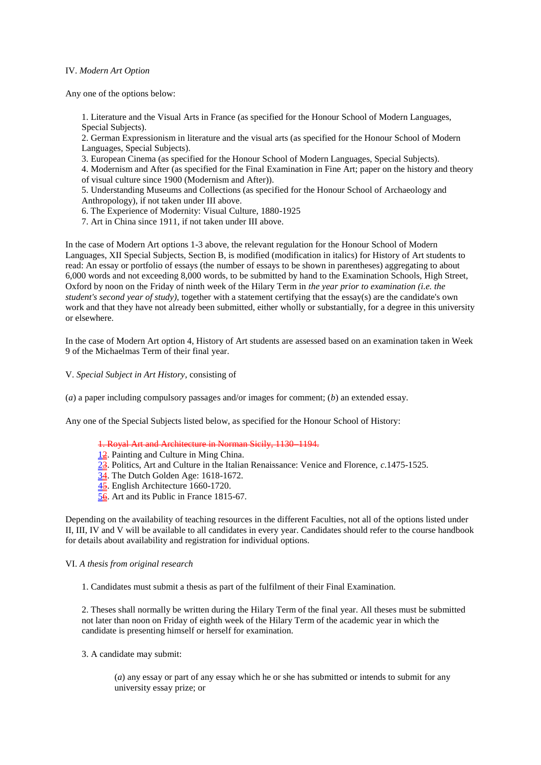IV. *Modern Art Option*

Any one of the options below:

1. Literature and the Visual Arts in France (as specified for the Honour School of Modern Languages, Special Subjects).
2. German Expressionism in literature and the visual arts (as specified for the Honour School of Modern Languages, Special Subjects).
3. European Cinema (as specified for the Honour School of Modern Languages, Special Subjects).
4. Modernism and After (as specified for the Final Examination in Fine Art; paper on the history and theory of visual culture since 1900 (Modernism and After)).
5. Understanding Museums and Collections (as specified for the Honour School of Archaeology and Anthropology), if not taken under III above.
6. The Experience of Modernity: Visual Culture, 1880-1925
7. Art in China since 1911, if not taken under III above.

In the case of Modern Art options 1-3 above, the relevant regulation for the Honour School of Modern Languages, XII Special Subjects, Section B, is modified (modification in italics) for History of Art students to read: An essay or portfolio of essays (the number of essays to be shown in parentheses) aggregating to about 6,000 words and not exceeding 8,000 words, to be submitted by hand to the Examination Schools, High Street, Oxford by noon on the Friday of ninth week of the Hilary Term in *the year prior to examination (i.e. the student's second year of study)*, together with a statement certifying that the essay(s) are the candidate's own work and that they have not already been submitted, either wholly or substantially, for a degree in this university or elsewhere.

In the case of Modern Art option 4, History of Art students are assessed based on an examination taken in Week 9 of the Michaelmas Term of their final year.

V. *Special Subject in Art History*, consisting of

(*a*) a paper including compulsory passages and/or images for comment; (*b*) an extended essay.

Any one of the Special Subjects listed below, as specified for the Honour School of History:

~~1. Royal Art and Architecture in Norman Sicily, 1130–1194.~~
1~~2~~. Painting and Culture in Ming China.
2~~3~~. Politics, Art and Culture in the Italian Renaissance: Venice and Florence, *c.*1475-1525.
3~~4~~. The Dutch Golden Age: 1618-1672.
4~~5~~. English Architecture 1660-1720.
5~~6~~. Art and its Public in France 1815-67.

Depending on the availability of teaching resources in the different Faculties, not all of the options listed under II, III, IV and V will be available to all candidates in every year. Candidates should refer to the course handbook for details about availability and registration for individual options.

VI. *A thesis from original research*

1. Candidates must submit a thesis as part of the fulfilment of their Final Examination.

2. Theses shall normally be written during the Hilary Term of the final year. All theses must be submitted not later than noon on Friday of eighth week of the Hilary Term of the academic year in which the candidate is presenting himself or herself for examination.

3. A candidate may submit:

(*a*) any essay or part of any essay which he or she has submitted or intends to submit for any university essay prize; or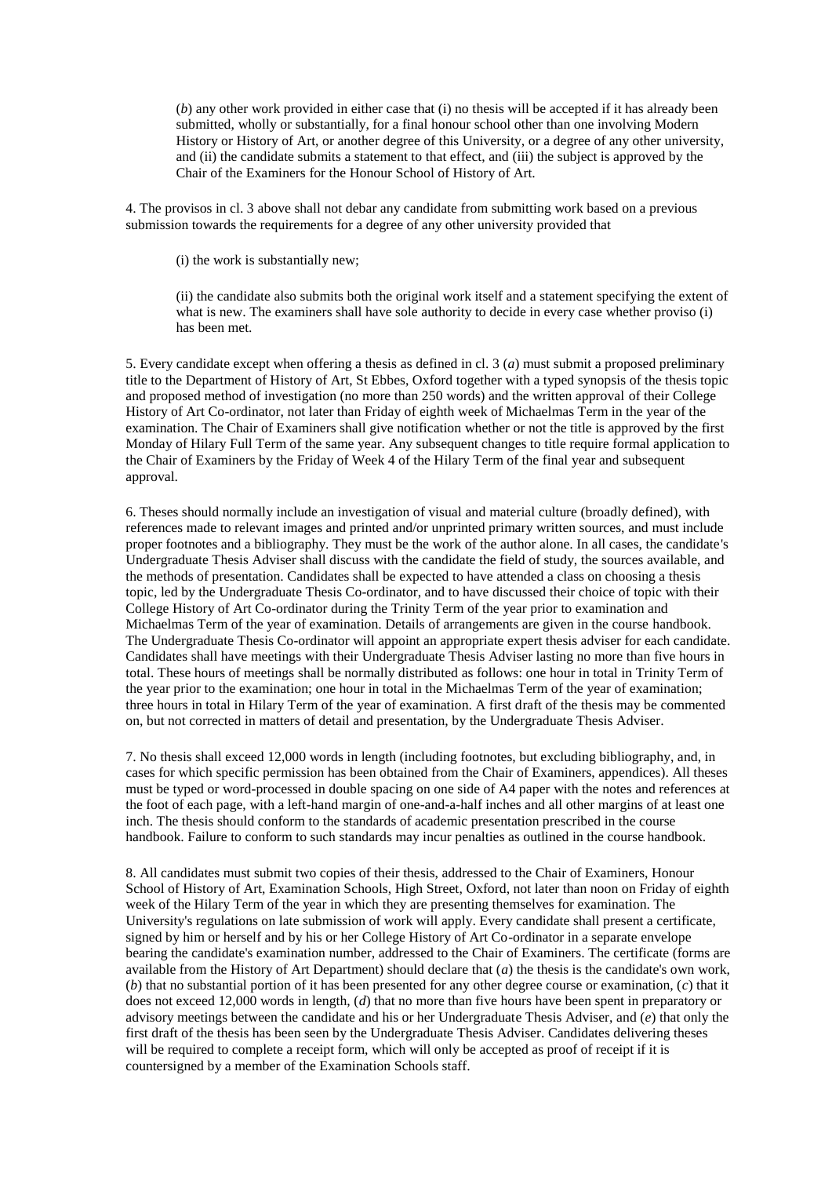(*b*) any other work provided in either case that (i) no thesis will be accepted if it has already been submitted, wholly or substantially, for a final honour school other than one involving Modern History or History of Art, or another degree of this University, or a degree of any other university, and (ii) the candidate submits a statement to that effect, and (iii) the subject is approved by the Chair of the Examiners for the Honour School of History of Art.

4. The provisos in cl. 3 above shall not debar any candidate from submitting work based on a previous submission towards the requirements for a degree of any other university provided that

(i) the work is substantially new;

(ii) the candidate also submits both the original work itself and a statement specifying the extent of what is new. The examiners shall have sole authority to decide in every case whether proviso (i) has been met.

5. Every candidate except when offering a thesis as defined in cl. 3 (*a*) must submit a proposed preliminary title to the Department of History of Art, St Ebbes, Oxford together with a typed synopsis of the thesis topic and proposed method of investigation (no more than 250 words) and the written approval of their College History of Art Co-ordinator, not later than Friday of eighth week of Michaelmas Term in the year of the examination. The Chair of Examiners shall give notification whether or not the title is approved by the first Monday of Hilary Full Term of the same year. Any subsequent changes to title require formal application to the Chair of Examiners by the Friday of Week 4 of the Hilary Term of the final year and subsequent approval.

6. Theses should normally include an investigation of visual and material culture (broadly defined), with references made to relevant images and printed and/or unprinted primary written sources, and must include proper footnotes and a bibliography. They must be the work of the author alone. In all cases, the candidate's Undergraduate Thesis Adviser shall discuss with the candidate the field of study, the sources available, and the methods of presentation. Candidates shall be expected to have attended a class on choosing a thesis topic, led by the Undergraduate Thesis Co-ordinator, and to have discussed their choice of topic with their College History of Art Co-ordinator during the Trinity Term of the year prior to examination and Michaelmas Term of the year of examination. Details of arrangements are given in the course handbook. The Undergraduate Thesis Co-ordinator will appoint an appropriate expert thesis adviser for each candidate. Candidates shall have meetings with their Undergraduate Thesis Adviser lasting no more than five hours in total. These hours of meetings shall be normally distributed as follows: one hour in total in Trinity Term of the year prior to the examination; one hour in total in the Michaelmas Term of the year of examination; three hours in total in Hilary Term of the year of examination. A first draft of the thesis may be commented on, but not corrected in matters of detail and presentation, by the Undergraduate Thesis Adviser.

7. No thesis shall exceed 12,000 words in length (including footnotes, but excluding bibliography, and, in cases for which specific permission has been obtained from the Chair of Examiners, appendices). All theses must be typed or word-processed in double spacing on one side of A4 paper with the notes and references at the foot of each page, with a left-hand margin of one-and-a-half inches and all other margins of at least one inch. The thesis should conform to the standards of academic presentation prescribed in the course handbook. Failure to conform to such standards may incur penalties as outlined in the course handbook.

8. All candidates must submit two copies of their thesis, addressed to the Chair of Examiners, Honour School of History of Art, Examination Schools, High Street, Oxford, not later than noon on Friday of eighth week of the Hilary Term of the year in which they are presenting themselves for examination. The University's regulations on late submission of work will apply. Every candidate shall present a certificate, signed by him or herself and by his or her College History of Art Co-ordinator in a separate envelope bearing the candidate's examination number, addressed to the Chair of Examiners. The certificate (forms are available from the History of Art Department) should declare that (*a*) the thesis is the candidate's own work, (*b*) that no substantial portion of it has been presented for any other degree course or examination, (*c*) that it does not exceed 12,000 words in length, (*d*) that no more than five hours have been spent in preparatory or advisory meetings between the candidate and his or her Undergraduate Thesis Adviser, and (*e*) that only the first draft of the thesis has been seen by the Undergraduate Thesis Adviser. Candidates delivering theses will be required to complete a receipt form, which will only be accepted as proof of receipt if it is countersigned by a member of the Examination Schools staff.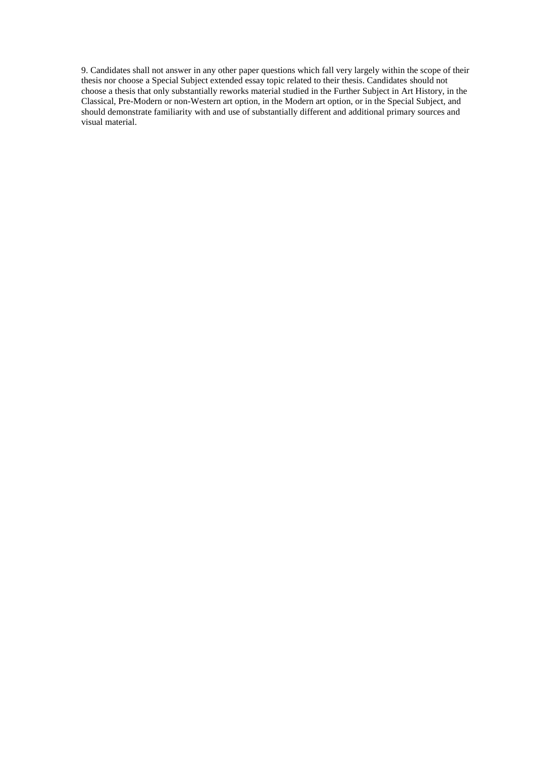9. Candidates shall not answer in any other paper questions which fall very largely within the scope of their thesis nor choose a Special Subject extended essay topic related to their thesis. Candidates should not choose a thesis that only substantially reworks material studied in the Further Subject in Art History, in the Classical, Pre-Modern or non-Western art option, in the Modern art option, or in the Special Subject, and should demonstrate familiarity with and use of substantially different and additional primary sources and visual material.